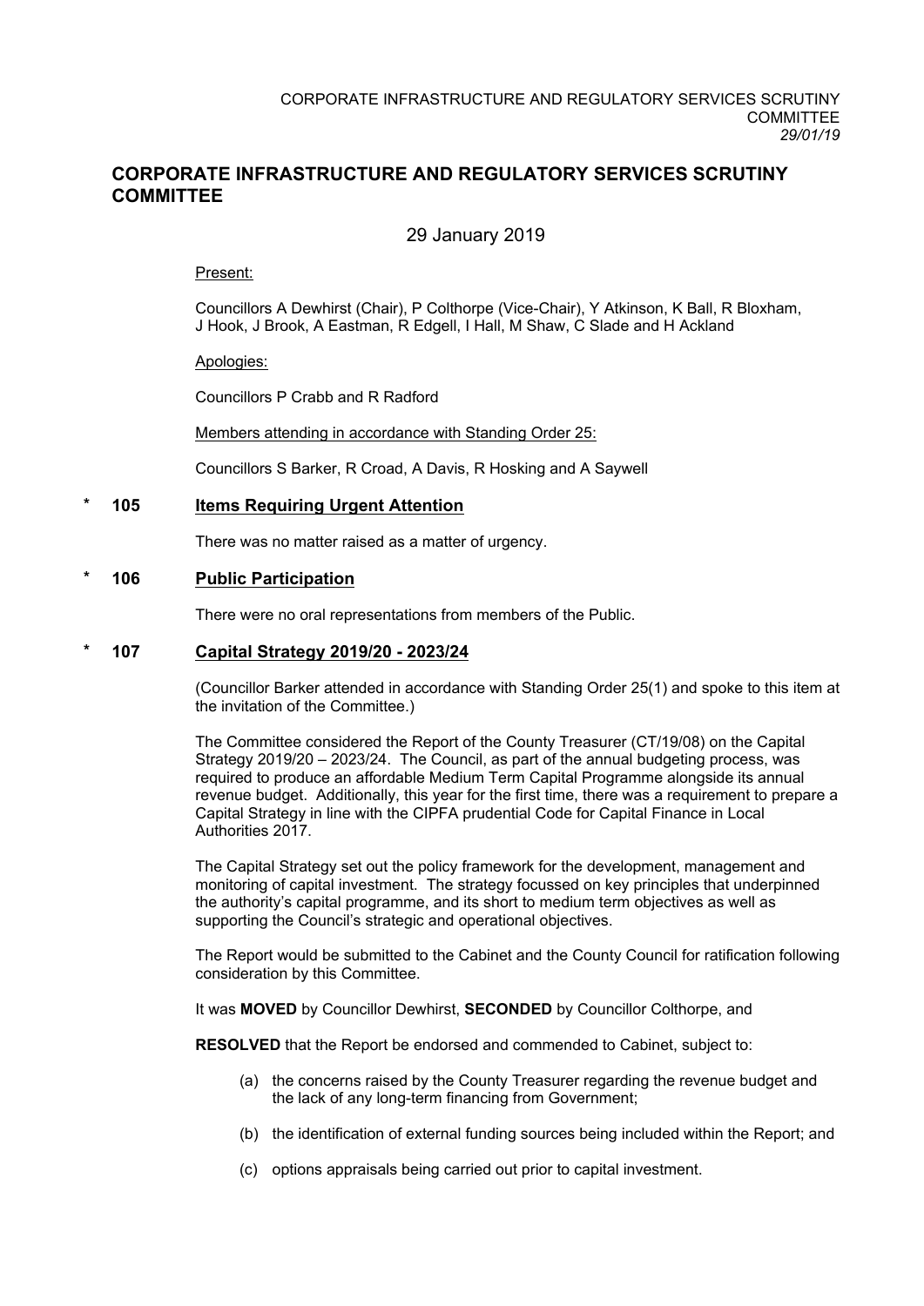# CORPORATE INFRASTRUCTURE AND REGULATORY SERVICES SCRUTINY COMMITTEE

29 January 2019

Present:

Councillors A Dewhirst (Chair), P Colthorpe (Vice-Chair), Y Atkinson, K Ball, R Bloxham, J Hook, J Brook, A Eastman, R Edgell, I Hall, M Shaw, C Slade and H Ackland

Apologies:

Councillors P Crabb and R Radford

Members attending in accordance with Standing Order 25:

Councillors S Barker, R Croad, A Davis, R Hosking and A Saywell

## * 105 Items Requiring Urgent Attention

There was no matter raised as a matter of urgency.

## * 106 Public Participation

There were no oral representations from members of the Public.

## * 107 Capital Strategy 2019/20 - 2023/24

(Councillor Barker attended in accordance with Standing Order 25(1) and spoke to this item at the invitation of the Committee.)

The Committee considered the Report of the County Treasurer (CT/19/08) on the Capital Strategy 2019/20 – 2023/24. The Council, as part of the annual budgeting process, was required to produce an affordable Medium Term Capital Programme alongside its annual revenue budget. Additionally, this year for the first time, there was a requirement to prepare a Capital Strategy in line with the CIPFA prudential Code for Capital Finance in Local Authorities 2017.

The Capital Strategy set out the policy framework for the development, management and monitoring of capital investment. The strategy focussed on key principles that underpinned the authority's capital programme, and its short to medium term objectives as well as supporting the Council's strategic and operational objectives.

The Report would be submitted to the Cabinet and the County Council for ratification following consideration by this Committee.

It was **MOVED** by Councillor Dewhirst, **SECONDED** by Councillor Colthorpe, and

**RESOLVED** that the Report be endorsed and commended to Cabinet, subject to:

(a) the concerns raised by the County Treasurer regarding the revenue budget and the lack of any long-term financing from Government;

(b) the identification of external funding sources being included within the Report; and

(c) options appraisals being carried out prior to capital investment.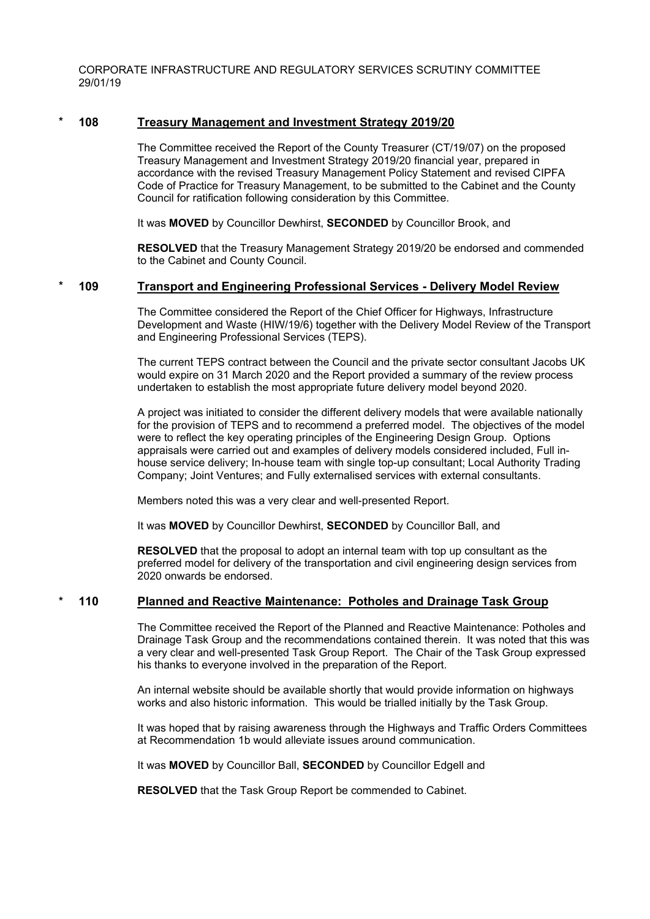CORPORATE INFRASTRUCTURE AND REGULATORY SERVICES SCRUTINY COMMITTEE
29/01/19

## * 108 Treasury Management and Investment Strategy 2019/20

The Committee received the Report of the County Treasurer (CT/19/07) on the proposed Treasury Management and Investment Strategy 2019/20 financial year, prepared in accordance with the revised Treasury Management Policy Statement and revised CIPFA Code of Practice for Treasury Management, to be submitted to the Cabinet and the County Council for ratification following consideration by this Committee.

It was **MOVED** by Councillor Dewhirst, **SECONDED** by Councillor Brook, and

**RESOLVED** that the Treasury Management Strategy 2019/20 be endorsed and commended to the Cabinet and County Council.

## * 109 Transport and Engineering Professional Services - Delivery Model Review

The Committee considered the Report of the Chief Officer for Highways, Infrastructure Development and Waste (HIW/19/6) together with the Delivery Model Review of the Transport and Engineering Professional Services (TEPS).

The current TEPS contract between the Council and the private sector consultant Jacobs UK would expire on 31 March 2020 and the Report provided a summary of the review process undertaken to establish the most appropriate future delivery model beyond 2020.

A project was initiated to consider the different delivery models that were available nationally for the provision of TEPS and to recommend a preferred model. The objectives of the model were to reflect the key operating principles of the Engineering Design Group. Options appraisals were carried out and examples of delivery models considered included, Full in-house service delivery; In-house team with single top-up consultant; Local Authority Trading Company; Joint Ventures; and Fully externalised services with external consultants.

Members noted this was a very clear and well-presented Report.

It was **MOVED** by Councillor Dewhirst, **SECONDED** by Councillor Ball, and

**RESOLVED** that the proposal to adopt an internal team with top up consultant as the preferred model for delivery of the transportation and civil engineering design services from 2020 onwards be endorsed.

## * 110 Planned and Reactive Maintenance: Potholes and Drainage Task Group

The Committee received the Report of the Planned and Reactive Maintenance: Potholes and Drainage Task Group and the recommendations contained therein. It was noted that this was a very clear and well-presented Task Group Report. The Chair of the Task Group expressed his thanks to everyone involved in the preparation of the Report.

An internal website should be available shortly that would provide information on highways works and also historic information. This would be trialled initially by the Task Group.

It was hoped that by raising awareness through the Highways and Traffic Orders Committees at Recommendation 1b would alleviate issues around communication.

It was **MOVED** by Councillor Ball, **SECONDED** by Councillor Edgell and

**RESOLVED** that the Task Group Report be commended to Cabinet.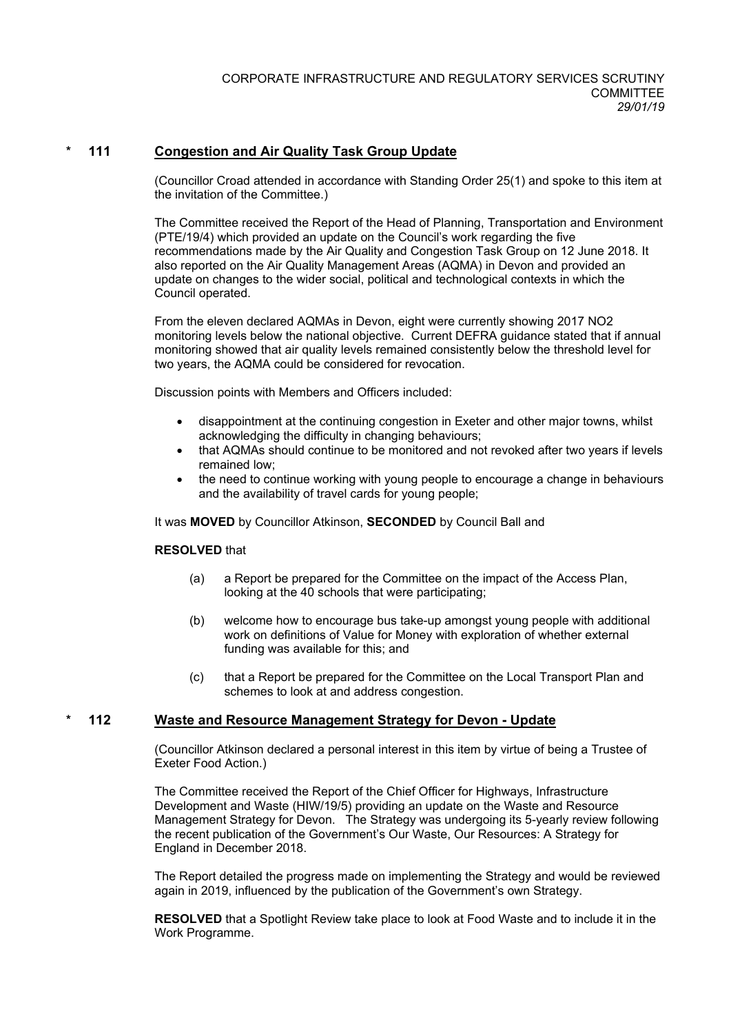## * 111 Congestion and Air Quality Task Group Update

(Councillor Croad attended in accordance with Standing Order 25(1) and spoke to this item at the invitation of the Committee.)

The Committee received the Report of the Head of Planning, Transportation and Environment (PTE/19/4) which provided an update on the Council's work regarding the five recommendations made by the Air Quality and Congestion Task Group on 12 June 2018. It also reported on the Air Quality Management Areas (AQMA) in Devon and provided an update on changes to the wider social, political and technological contexts in which the Council operated.

From the eleven declared AQMAs in Devon, eight were currently showing 2017 $NO_2$ monitoring levels below the national objective. Current DEFRA guidance stated that if annual monitoring showed that air quality levels remained consistently below the threshold level for two years, the AQMA could be considered for revocation.

Discussion points with Members and Officers included:

- disappointment at the continuing congestion in Exeter and other major towns, whilst acknowledging the difficulty in changing behaviours;
- that AQMAs should continue to be monitored and not revoked after two years if levels remained low;
- the need to continue working with young people to encourage a change in behaviours and the availability of travel cards for young people;

It was **MOVED** by Councillor Atkinson, **SECONDED** by Council Ball and

**RESOLVED** that

(a) a Report be prepared for the Committee on the impact of the Access Plan, looking at the 40 schools that were participating;

(b) welcome how to encourage bus take-up amongst young people with additional work on definitions of Value for Money with exploration of whether external funding was available for this; and

(c) that a Report be prepared for the Committee on the Local Transport Plan and schemes to look at and address congestion.

## * 112 Waste and Resource Management Strategy for Devon - Update

(Councillor Atkinson declared a personal interest in this item by virtue of being a Trustee of Exeter Food Action.)

The Committee received the Report of the Chief Officer for Highways, Infrastructure Development and Waste (HIW/19/5) providing an update on the Waste and Resource Management Strategy for Devon. The Strategy was undergoing its 5-yearly review following the recent publication of the Government's Our Waste, Our Resources: A Strategy for England in December 2018.

The Report detailed the progress made on implementing the Strategy and would be reviewed again in 2019, influenced by the publication of the Government's own Strategy.

**RESOLVED** that a Spotlight Review take place to look at Food Waste and to include it in the Work Programme.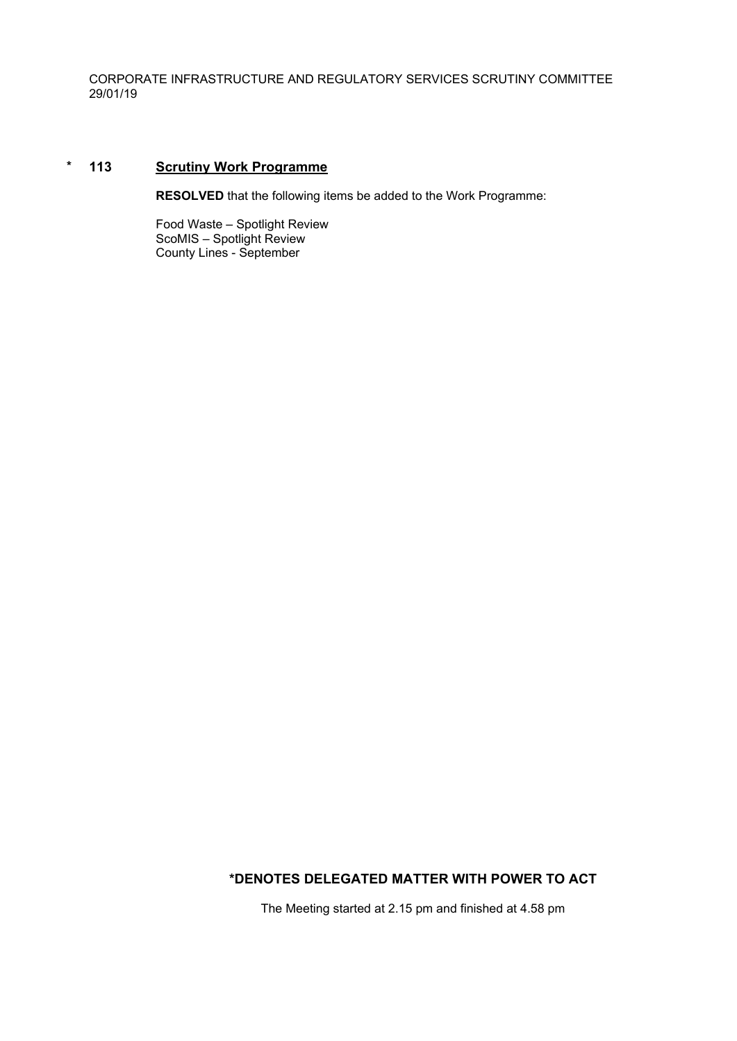## * 113 Scrutiny Work Programme

**RESOLVED** that the following items be added to the Work Programme:

Food Waste – Spotlight Review
ScoMIS – Spotlight Review
County Lines - September

**\*DENOTES DELEGATED MATTER WITH POWER TO ACT**

The Meeting started at 2.15 pm and finished at 4.58 pm